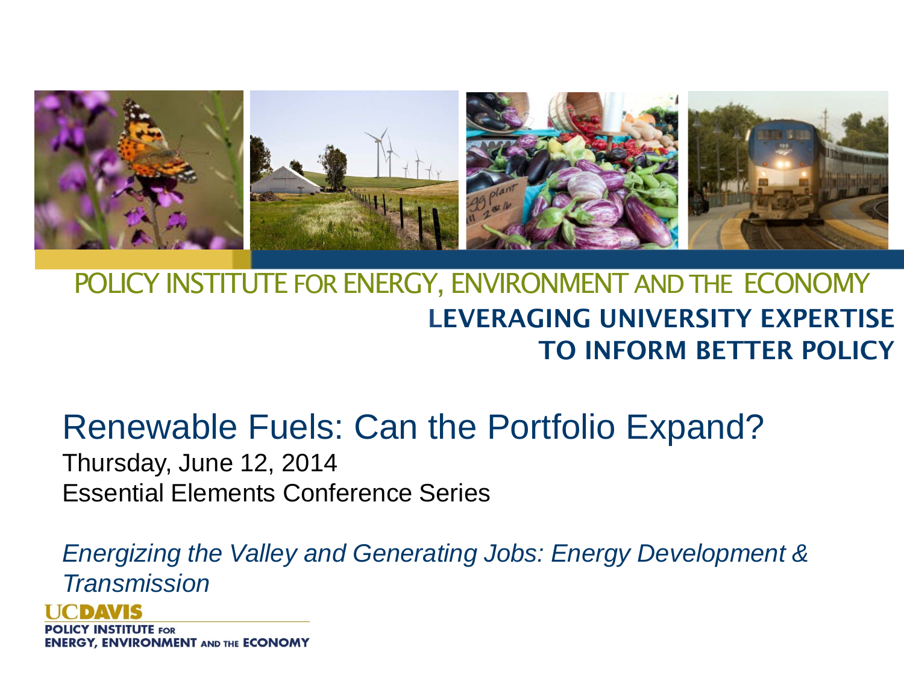POLICY INSTITUTE FOR ENERGY, ENVIRONMENT AND THE ECONOMY

**LEVERAGING UNIVERSITY EXPERTISE TO INFORM BETTER POLICY**

# Renewable Fuels: Can the Portfolio Expand?

Thursday, June 12, 2014

Essential Elements Conference Series

*Energizing the Valley and Generating Jobs: Energy Development & Transmission*

**UCDAVIS**

**POLICY INSTITUTE FOR ENERGY, ENVIRONMENT AND THE ECONOMY**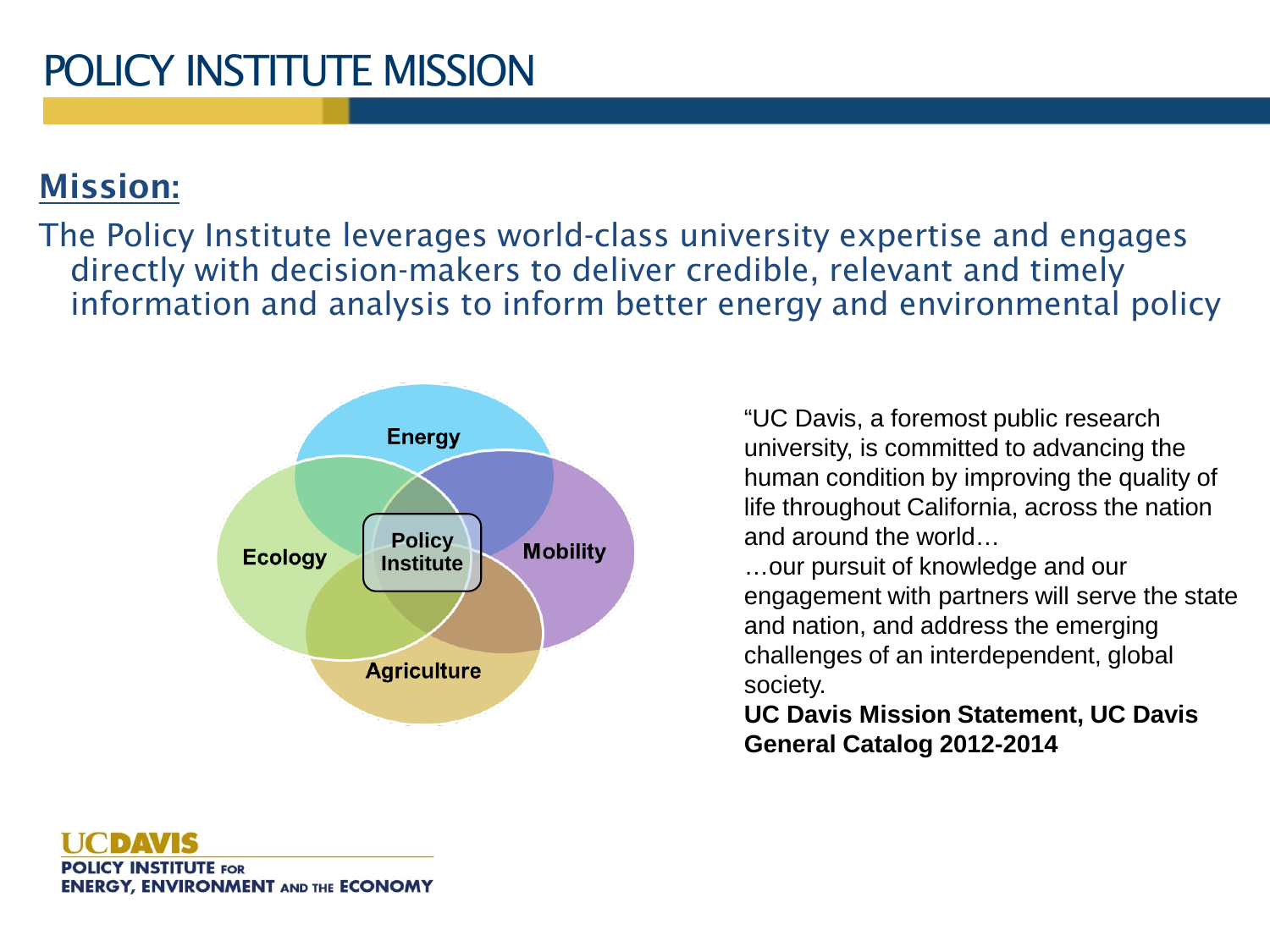# POLICY INSTITUTE MISSION

## Mission:

The Policy Institute leverages world-class university expertise and engages directly with decision-makers to deliver credible, relevant and timely information and analysis to inform better energy and environmental policy

Energy

Ecology

Policy Institute

Mobility

Agriculture

"UC Davis, a foremost public research university, is committed to advancing the human condition by improving the quality of life throughout California, across the nation and around the world…

…our pursuit of knowledge and our engagement with partners will serve the state and nation, and address the emerging challenges of an interdependent, global society.

**UC Davis Mission Statement, UC Davis General Catalog 2012-2014**

UCDAVIS
POLICY INSTITUTE FOR ENERGY, ENVIRONMENT AND THE ECONOMY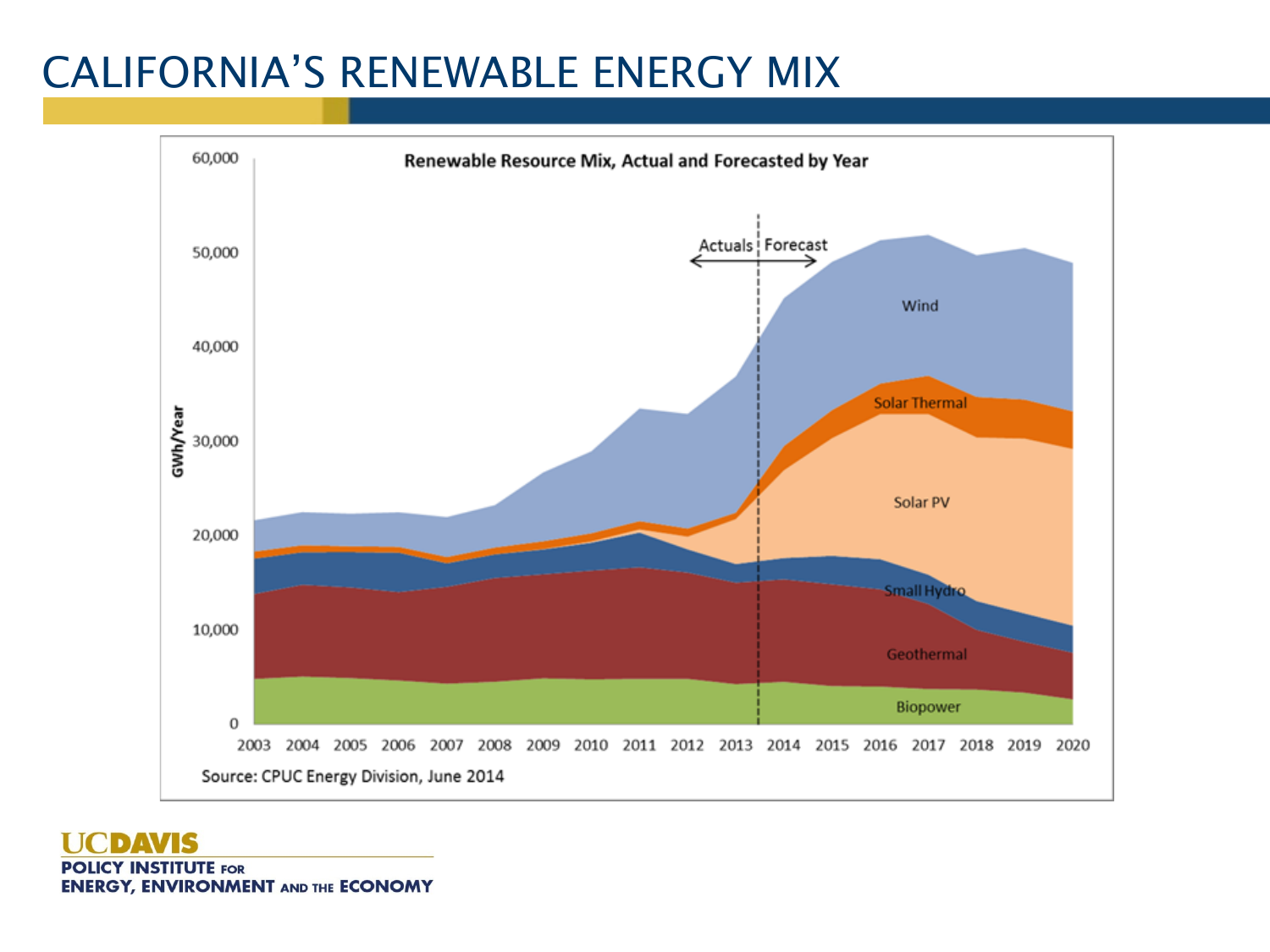# CALIFORNIA'S RENEWABLE ENERGY MIX

Renewable Resource Mix, Actual and Forecasted by Year

60,000
50,000
40,000
30,000
20,000
10,000
0

GWh/Year

Actuals | Forecast

Wind
Solar Thermal
Solar PV
Small Hydro
Geothermal
Biopower

2003 2004 2005 2006 2007 2008 2009 2010 2011 2012 2013 2014 2015 2016 2017 2018 2019 2020

Source: CPUC Energy Division, June 2014

UCDAVIS
POLICY INSTITUTE FOR
ENERGY, ENVIRONMENT AND THE ECONOMY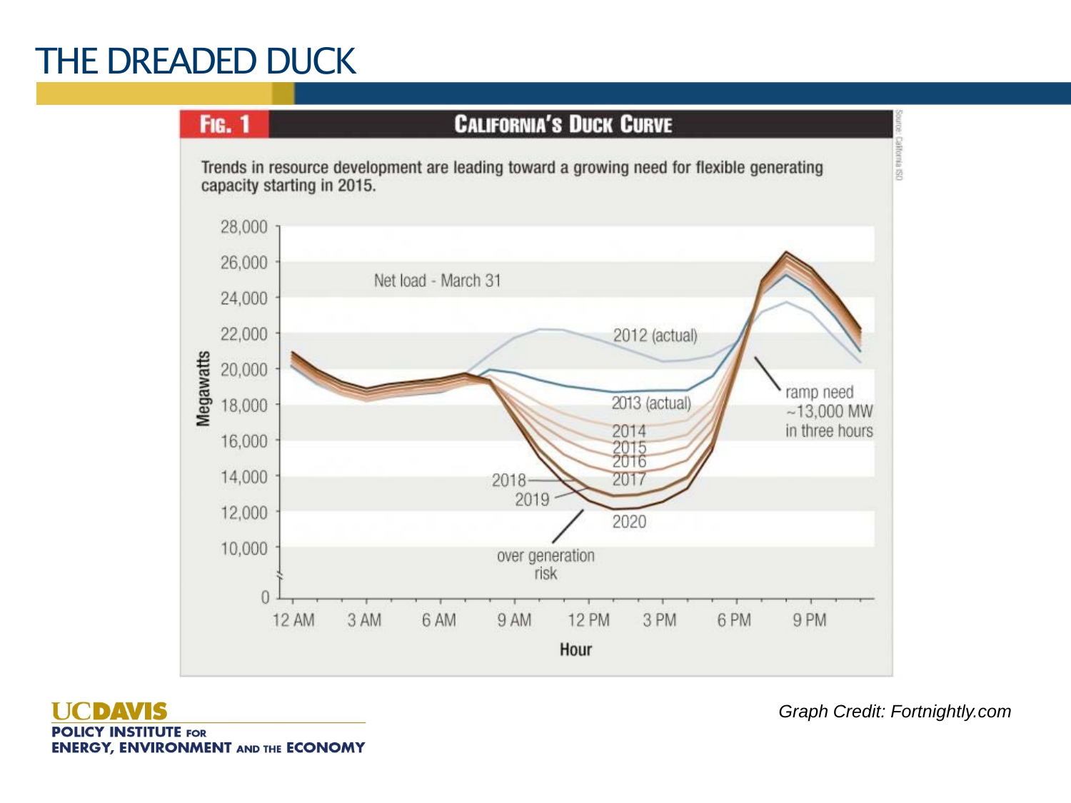# THE DREADED DUCK

**Fig. 1** **California's Duck Curve**

Trends in resource development are leading toward a growing need for flexible generating capacity starting in 2015.

Net load - March 31

28,000
26,000
24,000
22,000
20,000
18,000
16,000
14,000
12,000
10,000
0

Megawatts

12 AM
3 AM
6 AM
9 AM
12 PM
3 PM
6 PM
9 PM

Hour

2012 (actual)
2013 (actual)
2014
2015
2016
2017
2018
2019
2020

over generation risk

ramp need ~13,000 MW in three hours

Source: California ISO

*Graph Credit: Fortnightly.com*

UCDAVIS
POLICY INSTITUTE FOR ENERGY, ENVIRONMENT AND THE ECONOMY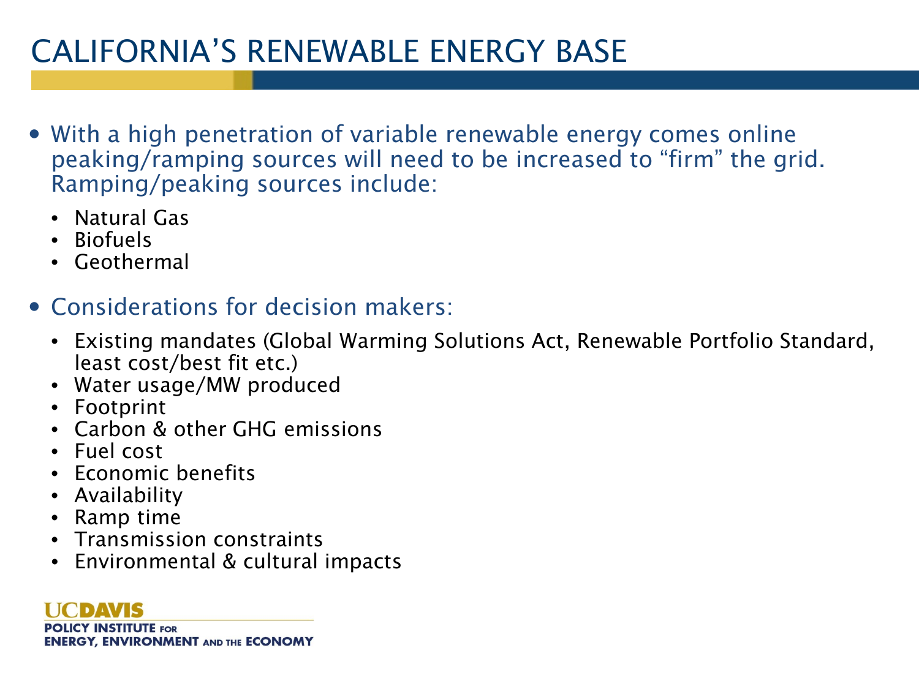# CALIFORNIA'S RENEWABLE ENERGY BASE

- With a high penetration of variable renewable energy comes online peaking/ramping sources will need to be increased to "firm" the grid. Ramping/peaking sources include:
  - Natural Gas
  - Biofuels
  - Geothermal
- Considerations for decision makers:
  - Existing mandates (Global Warming Solutions Act, Renewable Portfolio Standard, least cost/best fit etc.)
  - Water usage/MW produced
  - Footprint
  - Carbon & other GHG emissions
  - Fuel cost
  - Economic benefits
  - Availability
  - Ramp time
  - Transmission constraints
  - Environmental & cultural impacts

UCDAVIS
POLICY INSTITUTE FOR
ENERGY, ENVIRONMENT AND THE ECONOMY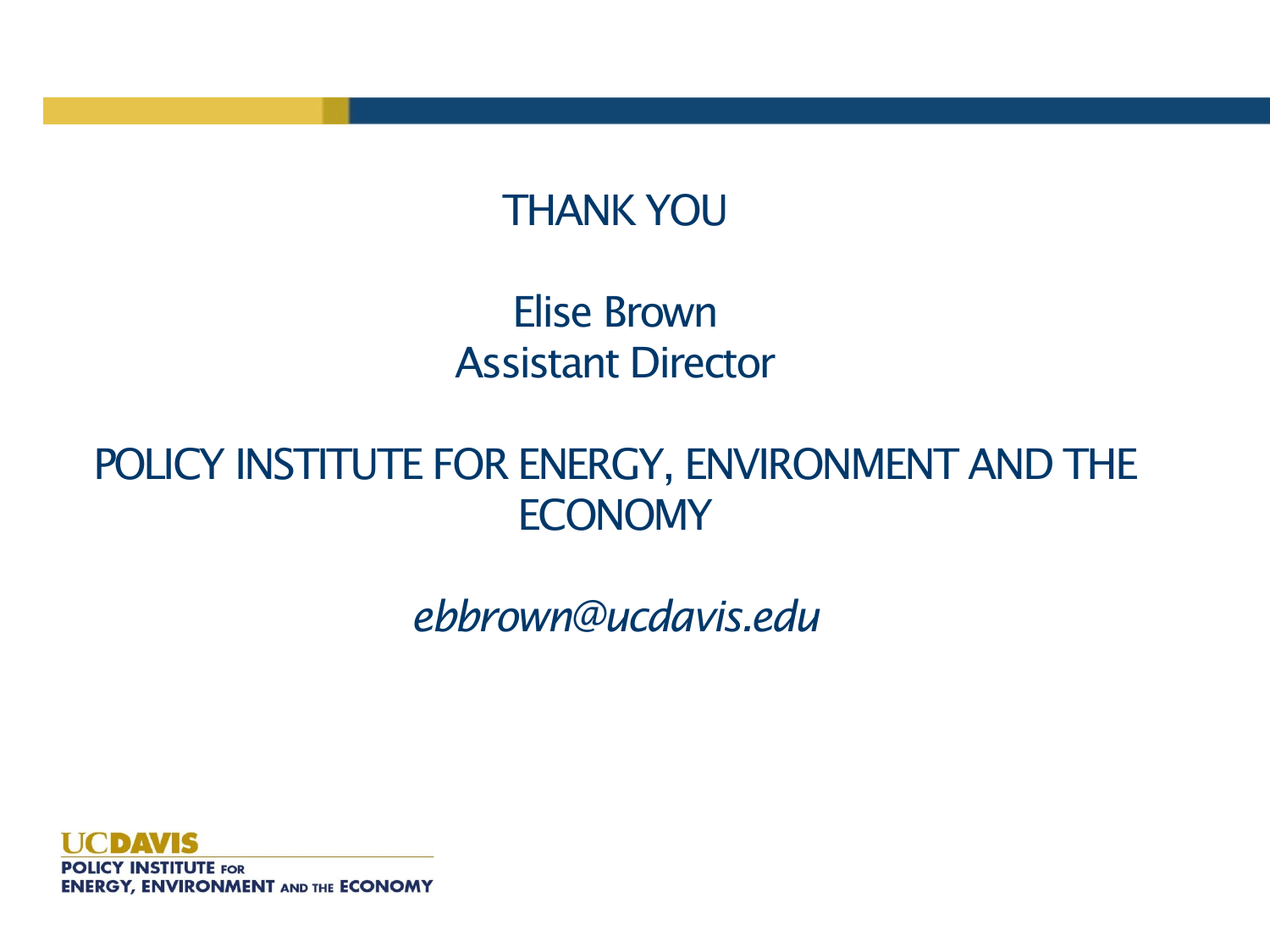# THANK YOU

Elise Brown
Assistant Director

POLICY INSTITUTE FOR ENERGY, ENVIRONMENT AND THE ECONOMY

*ebbrown@ucdavis.edu*

UCDAVIS
POLICY INSTITUTE FOR ENERGY, ENVIRONMENT AND THE ECONOMY